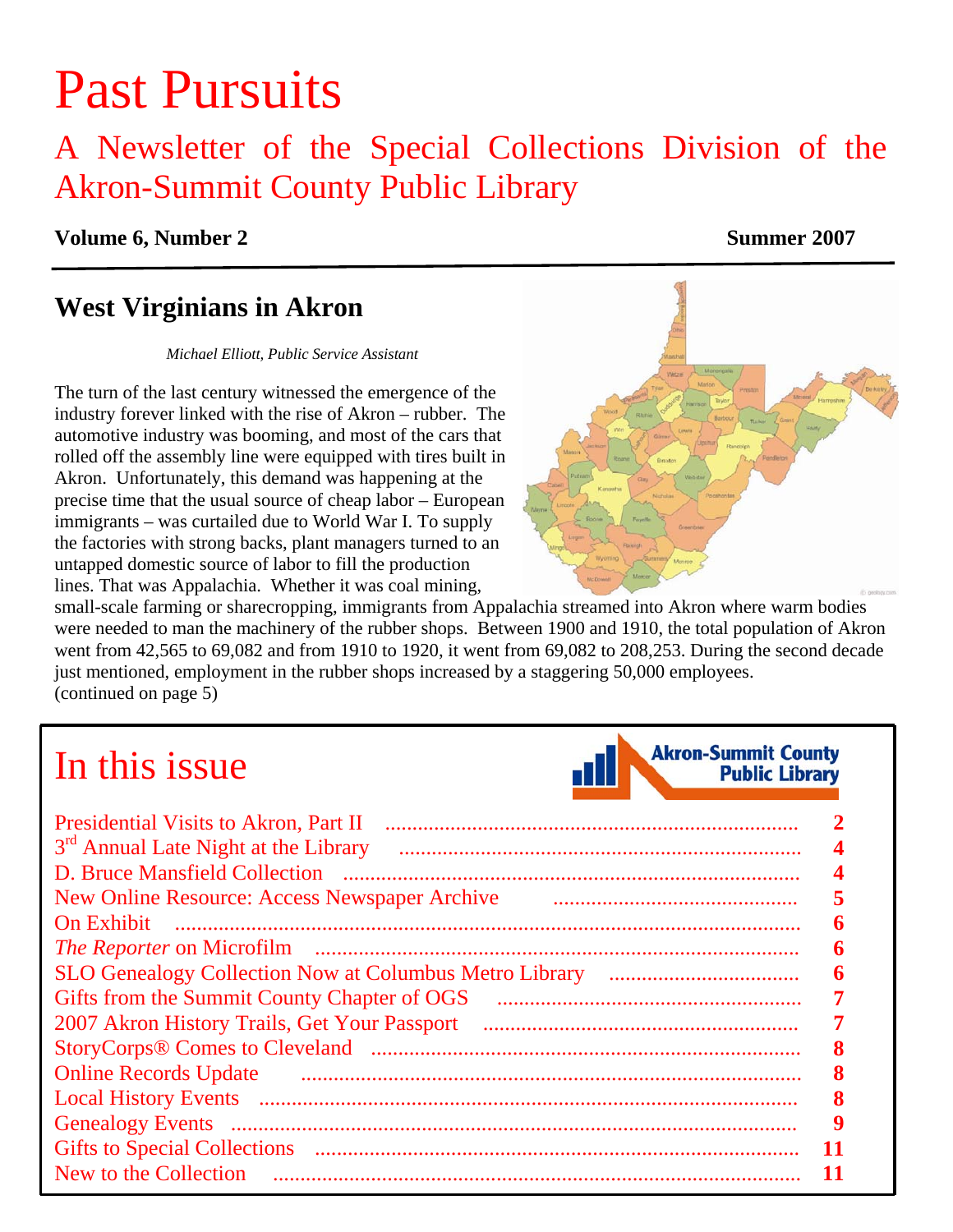# Past Pursuits

## A Newsletter of the Special Collections Division of the Akron-Summit County Public Library

**Volume 6, Number 2** **Summer 2007**

## West Virginians in Akron

*Michael Elliott, Public Service Assistant*

The turn of the last century witnessed the emergence of the industry forever linked with the rise of Akron – rubber. The automotive industry was booming, and most of the cars that rolled off the assembly line were equipped with tires built in Akron. Unfortunately, this demand was happening at the precise time that the usual source of cheap labor – European immigrants – was curtailed due to World War I. To supply the factories with strong backs, plant managers turned to an untapped domestic source of labor to fill the production lines. That was Appalachia. Whether it was coal mining, small-scale farming or sharecropping, immigrants from Appalachia streamed into Akron where warm bodies were needed to man the machinery of the rubber shops. Between 1900 and 1910, the total population of Akron went from 42,565 to 69,082 and from 1910 to 1920, it went from 69,082 to 208,253. During the second decade just mentioned, employment in the rubber shops increased by a staggering 50,000 employees.
(continued on page 5)

## In this issue

Akron-Summit County Public Library

| | |
|---|---|
| Presidential Visits to Akron, Part II | 2 |
| 3rd Annual Late Night at the Library | 4 |
| D. Bruce Mansfield Collection | 4 |
| New Online Resource: Access Newspaper Archive | 5 |
| On Exhibit | 6 |
| *The Reporter* on Microfilm | 6 |
| SLO Genealogy Collection Now at Columbus Metro Library | 6 |
| Gifts from the Summit County Chapter of OGS | 7 |
| 2007 Akron History Trails, Get Your Passport | 7 |
| StoryCorps® Comes to Cleveland | 8 |
| Online Records Update | 8 |
| Local History Events | 8 |
| Genealogy Events | 9 |
| Gifts to Special Collections | 11 |
| New to the Collection | 11 |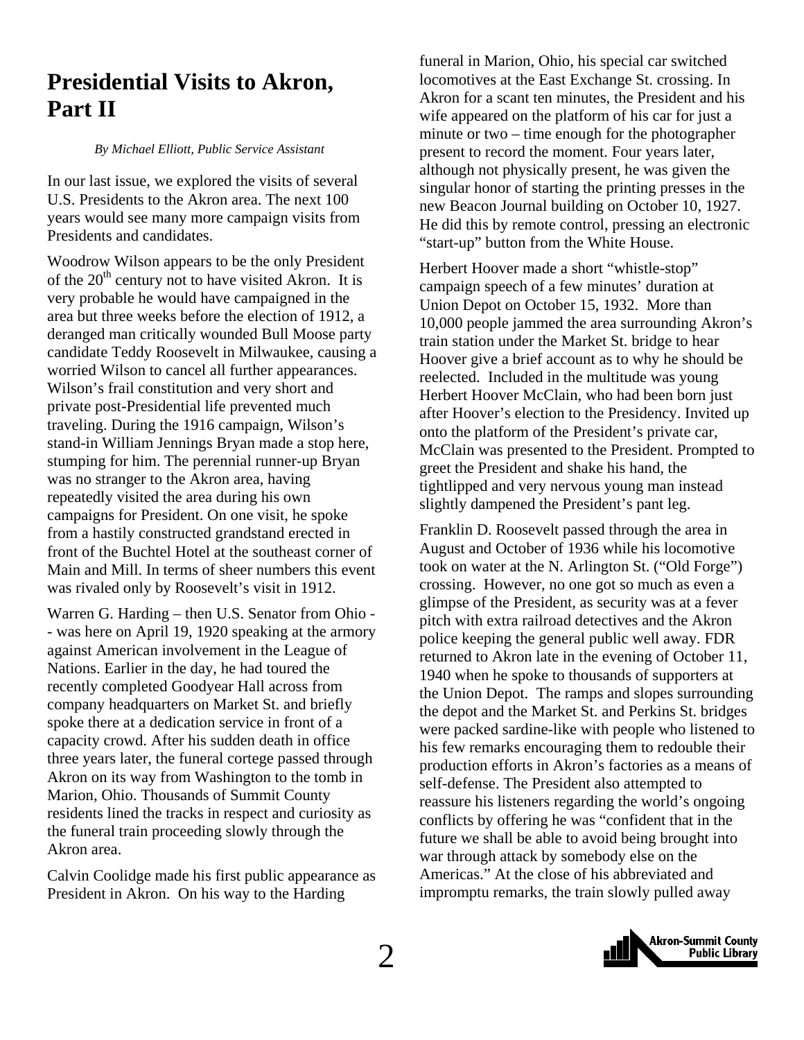# Presidential Visits to Akron, Part II

*By Michael Elliott, Public Service Assistant*

In our last issue, we explored the visits of several U.S. Presidents to the Akron area. The next 100 years would see many more campaign visits from Presidents and candidates.

Woodrow Wilson appears to be the only President of the 20th century not to have visited Akron. It is very probable he would have campaigned in the area but three weeks before the election of 1912, a deranged man critically wounded Bull Moose party candidate Teddy Roosevelt in Milwaukee, causing a worried Wilson to cancel all further appearances. Wilson's frail constitution and very short and private post-Presidential life prevented much traveling. During the 1916 campaign, Wilson's stand-in William Jennings Bryan made a stop here, stumping for him. The perennial runner-up Bryan was no stranger to the Akron area, having repeatedly visited the area during his own campaigns for President. On one visit, he spoke from a hastily constructed grandstand erected in front of the Buchtel Hotel at the southeast corner of Main and Mill. In terms of sheer numbers this event was rivaled only by Roosevelt's visit in 1912.

Warren G. Harding – then U.S. Senator from Ohio -- was here on April 19, 1920 speaking at the armory against American involvement in the League of Nations. Earlier in the day, he had toured the recently completed Goodyear Hall across from company headquarters on Market St. and briefly spoke there at a dedication service in front of a capacity crowd. After his sudden death in office three years later, the funeral cortege passed through Akron on its way from Washington to the tomb in Marion, Ohio. Thousands of Summit County residents lined the tracks in respect and curiosity as the funeral train proceeding slowly through the Akron area.

Calvin Coolidge made his first public appearance as President in Akron. On his way to the Harding funeral in Marion, Ohio, his special car switched locomotives at the East Exchange St. crossing. In Akron for a scant ten minutes, the President and his wife appeared on the platform of his car for just a minute or two – time enough for the photographer present to record the moment. Four years later, although not physically present, he was given the singular honor of starting the printing presses in the new Beacon Journal building on October 10, 1927. He did this by remote control, pressing an electronic "start-up" button from the White House.

Herbert Hoover made a short "whistle-stop" campaign speech of a few minutes' duration at Union Depot on October 15, 1932. More than 10,000 people jammed the area surrounding Akron's train station under the Market St. bridge to hear Hoover give a brief account as to why he should be reelected. Included in the multitude was young Herbert Hoover McClain, who had been born just after Hoover's election to the Presidency. Invited up onto the platform of the President's private car, McClain was presented to the President. Prompted to greet the President and shake his hand, the tightlipped and very nervous young man instead slightly dampened the President's pant leg.

Franklin D. Roosevelt passed through the area in August and October of 1936 while his locomotive took on water at the N. Arlington St. ("Old Forge") crossing. However, no one got so much as even a glimpse of the President, as security was at a fever pitch with extra railroad detectives and the Akron police keeping the general public well away. FDR returned to Akron late in the evening of October 11, 1940 when he spoke to thousands of supporters at the Union Depot. The ramps and slopes surrounding the depot and the Market St. and Perkins St. bridges were packed sardine-like with people who listened to his few remarks encouraging them to redouble their production efforts in Akron's factories as a means of self-defense. The President also attempted to reassure his listeners regarding the world's ongoing conflicts by offering he was "confident that in the future we shall be able to avoid being brought into war through attack by somebody else on the Americas." At the close of his abbreviated and impromptu remarks, the train slowly pulled away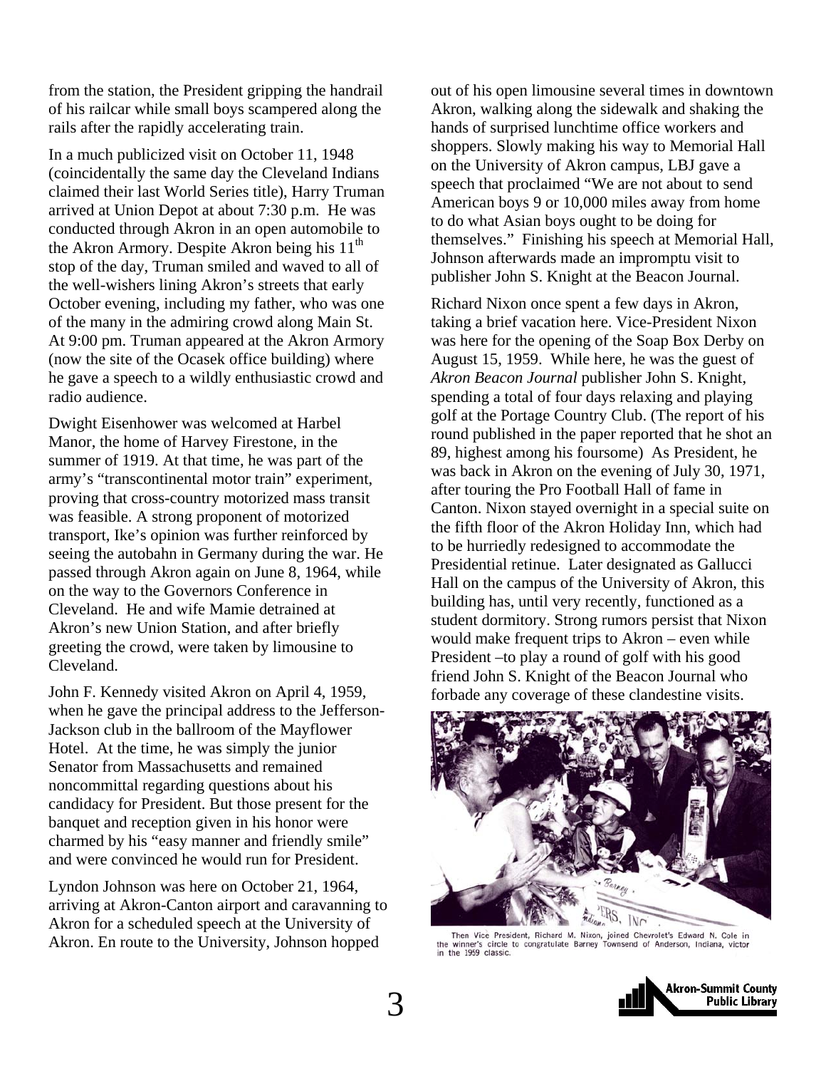from the station, the President gripping the handrail of his railcar while small boys scampered along the rails after the rapidly accelerating train.

In a much publicized visit on October 11, 1948 (coincidentally the same day the Cleveland Indians claimed their last World Series title), Harry Truman arrived at Union Depot at about 7:30 p.m. He was conducted through Akron in an open automobile to the Akron Armory. Despite Akron being his 11th stop of the day, Truman smiled and waved to all of the well-wishers lining Akron's streets that early October evening, including my father, who was one of the many in the admiring crowd along Main St. At 9:00 pm. Truman appeared at the Akron Armory (now the site of the Ocasek office building) where he gave a speech to a wildly enthusiastic crowd and radio audience.

Dwight Eisenhower was welcomed at Harbel Manor, the home of Harvey Firestone, in the summer of 1919. At that time, he was part of the army's "transcontinental motor train" experiment, proving that cross-country motorized mass transit was feasible. A strong proponent of motorized transport, Ike's opinion was further reinforced by seeing the autobahn in Germany during the war. He passed through Akron again on June 8, 1964, while on the way to the Governors Conference in Cleveland. He and wife Mamie detrained at Akron's new Union Station, and after briefly greeting the crowd, were taken by limousine to Cleveland.

John F. Kennedy visited Akron on April 4, 1959, when he gave the principal address to the Jefferson-Jackson club in the ballroom of the Mayflower Hotel. At the time, he was simply the junior Senator from Massachusetts and remained noncommittal regarding questions about his candidacy for President. But those present for the banquet and reception given in his honor were charmed by his "easy manner and friendly smile" and were convinced he would run for President.

Lyndon Johnson was here on October 21, 1964, arriving at Akron-Canton airport and caravanning to Akron for a scheduled speech at the University of Akron. En route to the University, Johnson hopped out of his open limousine several times in downtown Akron, walking along the sidewalk and shaking the hands of surprised lunchtime office workers and shoppers. Slowly making his way to Memorial Hall on the University of Akron campus, LBJ gave a speech that proclaimed "We are not about to send American boys 9 or 10,000 miles away from home to do what Asian boys ought to be doing for themselves." Finishing his speech at Memorial Hall, Johnson afterwards made an impromptu visit to publisher John S. Knight at the Beacon Journal.

Richard Nixon once spent a few days in Akron, taking a brief vacation here. Vice-President Nixon was here for the opening of the Soap Box Derby on August 15, 1959. While here, he was the guest of *Akron Beacon Journal* publisher John S. Knight, spending a total of four days relaxing and playing golf at the Portage Country Club. (The report of his round published in the paper reported that he shot an 89, highest among his foursome) As President, he was back in Akron on the evening of July 30, 1971, after touring the Pro Football Hall of fame in Canton. Nixon stayed overnight in a special suite on the fifth floor of the Akron Holiday Inn, which had to be hurriedly redesigned to accommodate the Presidential retinue. Later designated as Gallucci Hall on the campus of the University of Akron, this building has, until very recently, functioned as a student dormitory. Strong rumors persist that Nixon would make frequent trips to Akron – even while President –to play a round of golf with his good friend John S. Knight of the Beacon Journal who forbade any coverage of these clandestine visits.

Then Vice President, Richard M. Nixon, joined Chevrolet's Edward N. Cole in the winner's circle to congratulate Barney Townsend of Anderson, Indiana, victor in the 1959 classic.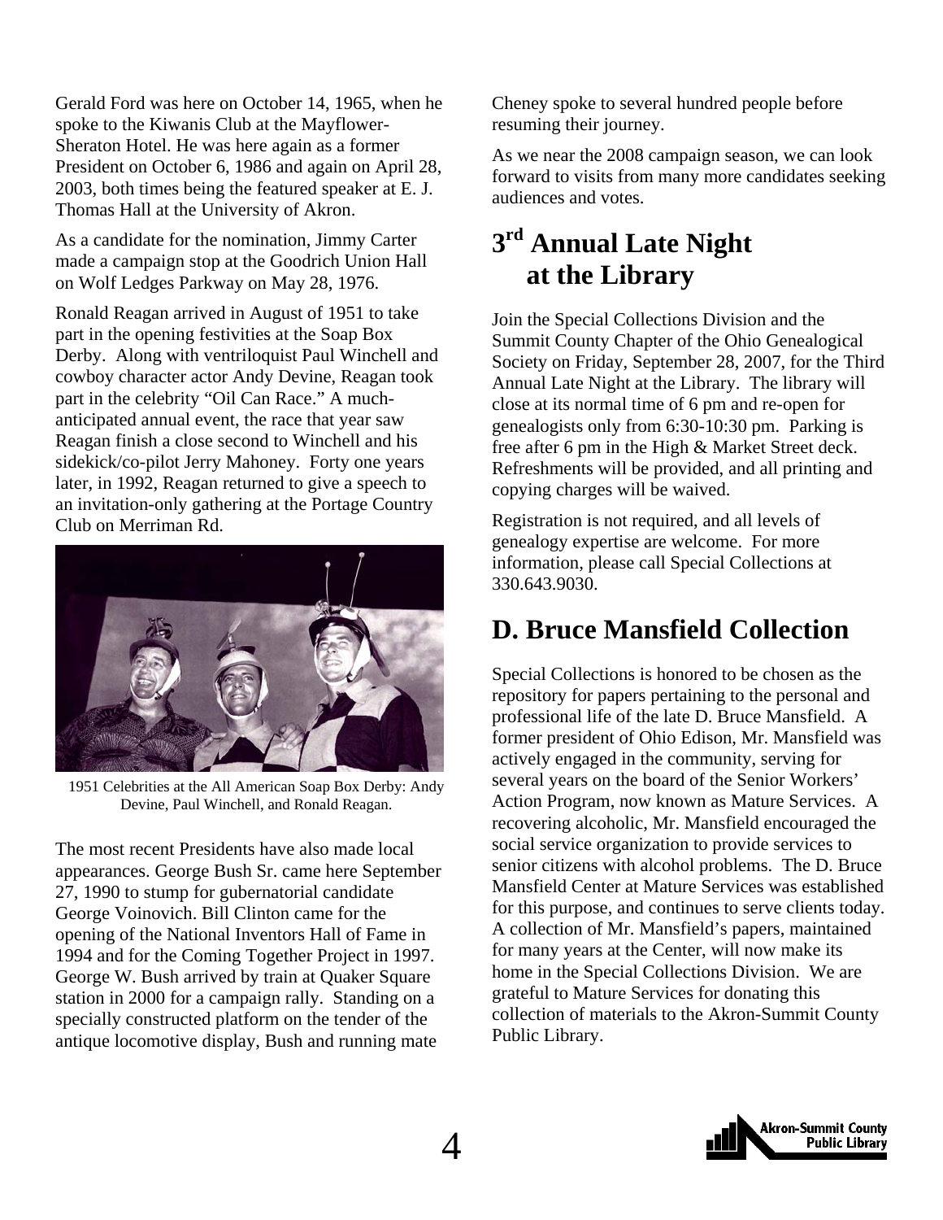Gerald Ford was here on October 14, 1965, when he spoke to the Kiwanis Club at the Mayflower-Sheraton Hotel. He was here again as a former President on October 6, 1986 and again on April 28, 2003, both times being the featured speaker at E. J. Thomas Hall at the University of Akron.

As a candidate for the nomination, Jimmy Carter made a campaign stop at the Goodrich Union Hall on Wolf Ledges Parkway on May 28, 1976.

Ronald Reagan arrived in August of 1951 to take part in the opening festivities at the Soap Box Derby. Along with ventriloquist Paul Winchell and cowboy character actor Andy Devine, Reagan took part in the celebrity "Oil Can Race." A much-anticipated annual event, the race that year saw Reagan finish a close second to Winchell and his sidekick/co-pilot Jerry Mahoney. Forty one years later, in 1992, Reagan returned to give a speech to an invitation-only gathering at the Portage Country Club on Merriman Rd.

1951 Celebrities at the All American Soap Box Derby: Andy Devine, Paul Winchell, and Ronald Reagan.

The most recent Presidents have also made local appearances. George Bush Sr. came here September 27, 1990 to stump for gubernatorial candidate George Voinovich. Bill Clinton came for the opening of the National Inventors Hall of Fame in 1994 and for the Coming Together Project in 1997. George W. Bush arrived by train at Quaker Square station in 2000 for a campaign rally. Standing on a specially constructed platform on the tender of the antique locomotive display, Bush and running mate Cheney spoke to several hundred people before resuming their journey.

As we near the 2008 campaign season, we can look forward to visits from many more candidates seeking audiences and votes.

## 3rd Annual Late Night at the Library

Join the Special Collections Division and the Summit County Chapter of the Ohio Genealogical Society on Friday, September 28, 2007, for the Third Annual Late Night at the Library. The library will close at its normal time of 6 pm and re-open for genealogists only from 6:30-10:30 pm. Parking is free after 6 pm in the High & Market Street deck. Refreshments will be provided, and all printing and copying charges will be waived.

Registration is not required, and all levels of genealogy expertise are welcome. For more information, please call Special Collections at 330.643.9030.

## D. Bruce Mansfield Collection

Special Collections is honored to be chosen as the repository for papers pertaining to the personal and professional life of the late D. Bruce Mansfield. A former president of Ohio Edison, Mr. Mansfield was actively engaged in the community, serving for several years on the board of the Senior Workers' Action Program, now known as Mature Services. A recovering alcoholic, Mr. Mansfield encouraged the social service organization to provide services to senior citizens with alcohol problems. The D. Bruce Mansfield Center at Mature Services was established for this purpose, and continues to serve clients today. A collection of Mr. Mansfield's papers, maintained for many years at the Center, will now make its home in the Special Collections Division. We are grateful to Mature Services for donating this collection of materials to the Akron-Summit County Public Library.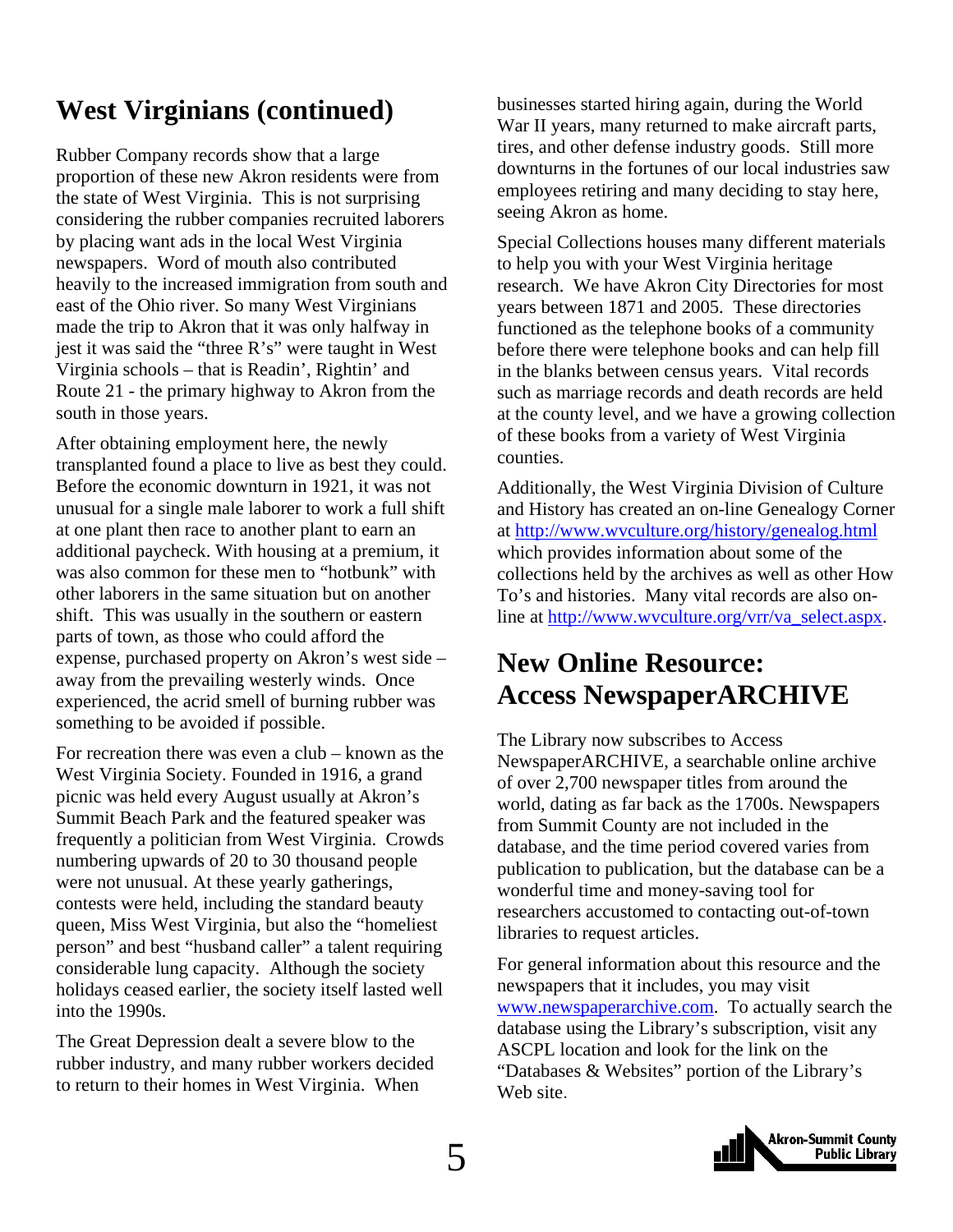## West Virginians (continued)

Rubber Company records show that a large proportion of these new Akron residents were from the state of West Virginia. This is not surprising considering the rubber companies recruited laborers by placing want ads in the local West Virginia newspapers. Word of mouth also contributed heavily to the increased immigration from south and east of the Ohio river. So many West Virginians made the trip to Akron that it was only halfway in jest it was said the "three R's" were taught in West Virginia schools – that is Readin', Rightin' and Route 21 - the primary highway to Akron from the south in those years.

After obtaining employment here, the newly transplanted found a place to live as best they could. Before the economic downturn in 1921, it was not unusual for a single male laborer to work a full shift at one plant then race to another plant to earn an additional paycheck. With housing at a premium, it was also common for these men to "hotbunk" with other laborers in the same situation but on another shift. This was usually in the southern or eastern parts of town, as those who could afford the expense, purchased property on Akron's west side – away from the prevailing westerly winds. Once experienced, the acrid smell of burning rubber was something to be avoided if possible.

For recreation there was even a club – known as the West Virginia Society. Founded in 1916, a grand picnic was held every August usually at Akron's Summit Beach Park and the featured speaker was frequently a politician from West Virginia. Crowds numbering upwards of 20 to 30 thousand people were not unusual. At these yearly gatherings, contests were held, including the standard beauty queen, Miss West Virginia, but also the "homeliest person" and best "husband caller" a talent requiring considerable lung capacity. Although the society holidays ceased earlier, the society itself lasted well into the 1990s.

The Great Depression dealt a severe blow to the rubber industry, and many rubber workers decided to return to their homes in West Virginia. When businesses started hiring again, during the World War II years, many returned to make aircraft parts, tires, and other defense industry goods. Still more downturns in the fortunes of our local industries saw employees retiring and many deciding to stay here, seeing Akron as home.

Special Collections houses many different materials to help you with your West Virginia heritage research. We have Akron City Directories for most years between 1871 and 2005. These directories functioned as the telephone books of a community before there were telephone books and can help fill in the blanks between census years. Vital records such as marriage records and death records are held at the county level, and we have a growing collection of these books from a variety of West Virginia counties.

Additionally, the West Virginia Division of Culture and History has created an on-line Genealogy Corner at http://www.wvculture.org/history/genealog.html which provides information about some of the collections held by the archives as well as other How To's and histories. Many vital records are also on-line at http://www.wvculture.org/vrr/va_select.aspx.

## New Online Resource: Access NewspaperARCHIVE

The Library now subscribes to Access NewspaperARCHIVE, a searchable online archive of over 2,700 newspaper titles from around the world, dating as far back as the 1700s. Newspapers from Summit County are not included in the database, and the time period covered varies from publication to publication, but the database can be a wonderful time and money-saving tool for researchers accustomed to contacting out-of-town libraries to request articles.

For general information about this resource and the newspapers that it includes, you may visit www.newspaperarchive.com. To actually search the database using the Library's subscription, visit any ASCPL location and look for the link on the "Databases & Websites" portion of the Library's Web site.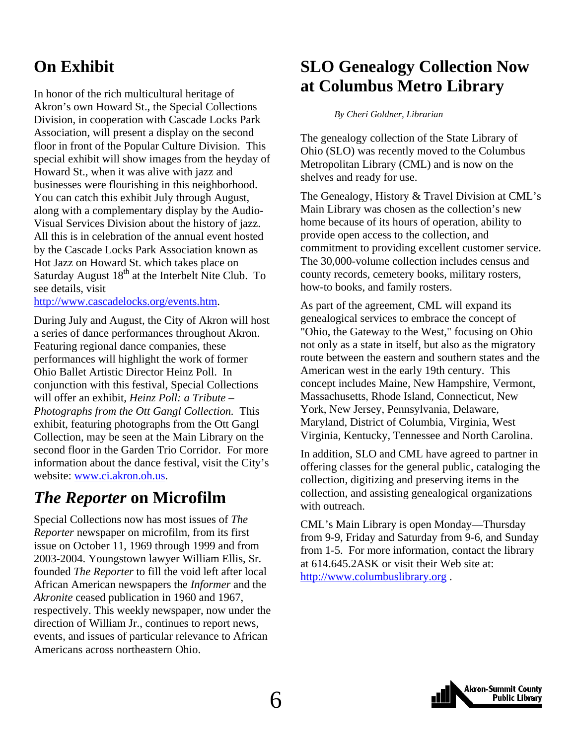## On Exhibit

In honor of the rich multicultural heritage of Akron's own Howard St., the Special Collections Division, in cooperation with Cascade Locks Park Association, will present a display on the second floor in front of the Popular Culture Division. This special exhibit will show images from the heyday of Howard St., when it was alive with jazz and businesses were flourishing in this neighborhood. You can catch this exhibit July through August, along with a complementary display by the Audio-Visual Services Division about the history of jazz. All this is in celebration of the annual event hosted by the Cascade Locks Park Association known as Hot Jazz on Howard St. which takes place on Saturday August 18th at the Interbelt Nite Club. To see details, visit http://www.cascadelocks.org/events.htm.

During July and August, the City of Akron will host a series of dance performances throughout Akron. Featuring regional dance companies, these performances will highlight the work of former Ohio Ballet Artistic Director Heinz Poll. In conjunction with this festival, Special Collections will offer an exhibit, *Heinz Poll: a Tribute – Photographs from the Ott Gangl Collection.* This exhibit, featuring photographs from the Ott Gangl Collection, may be seen at the Main Library on the second floor in the Garden Trio Corridor. For more information about the dance festival, visit the City's website: www.ci.akron.oh.us.

## *The Reporter* on Microfilm

Special Collections now has most issues of *The Reporter* newspaper on microfilm, from its first issue on October 11, 1969 through 1999 and from 2003-2004. Youngstown lawyer William Ellis, Sr. founded *The Reporter* to fill the void left after local African American newspapers the *Informer* and the *Akronite* ceased publication in 1960 and 1967, respectively. This weekly newspaper, now under the direction of William Jr., continues to report news, events, and issues of particular relevance to African Americans across northeastern Ohio.

## SLO Genealogy Collection Now at Columbus Metro Library

*By Cheri Goldner, Librarian*

The genealogy collection of the State Library of Ohio (SLO) was recently moved to the Columbus Metropolitan Library (CML) and is now on the shelves and ready for use.

The Genealogy, History & Travel Division at CML's Main Library was chosen as the collection's new home because of its hours of operation, ability to provide open access to the collection, and commitment to providing excellent customer service. The 30,000-volume collection includes census and county records, cemetery books, military rosters, how-to books, and family rosters.

As part of the agreement, CML will expand its genealogical services to embrace the concept of "Ohio, the Gateway to the West," focusing on Ohio not only as a state in itself, but also as the migratory route between the eastern and southern states and the American west in the early 19th century. This concept includes Maine, New Hampshire, Vermont, Massachusetts, Rhode Island, Connecticut, New York, New Jersey, Pennsylvania, Delaware, Maryland, District of Columbia, Virginia, West Virginia, Kentucky, Tennessee and North Carolina.

In addition, SLO and CML have agreed to partner in offering classes for the general public, cataloging the collection, digitizing and preserving items in the collection, and assisting genealogical organizations with outreach.

CML's Main Library is open Monday—Thursday from 9-9, Friday and Saturday from 9-6, and Sunday from 1-5. For more information, contact the library at 614.645.2ASK or visit their Web site at: http://www.columbuslibrary.org .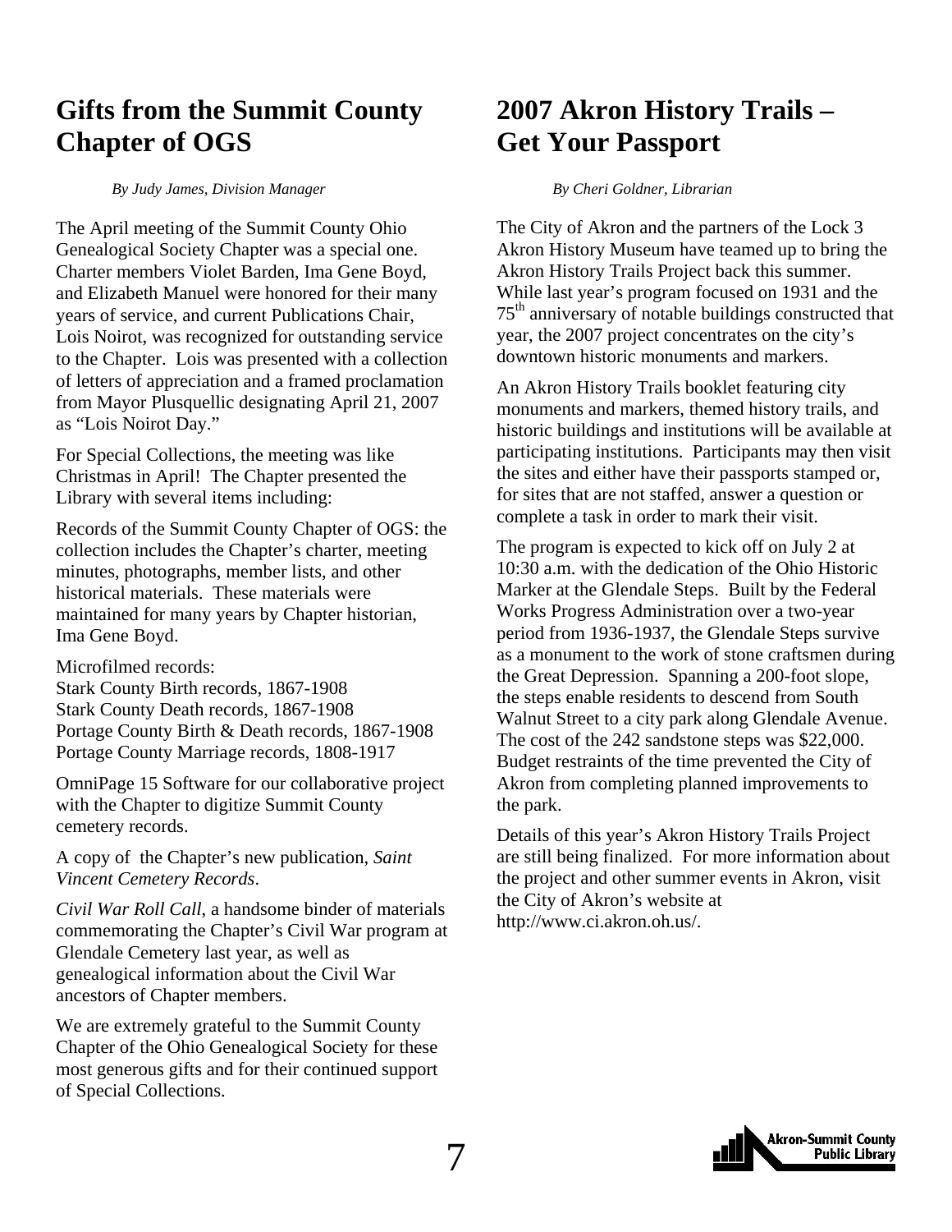## Gifts from the Summit County Chapter of OGS

*By Judy James, Division Manager*

The April meeting of the Summit County Ohio Genealogical Society Chapter was a special one. Charter members Violet Barden, Ima Gene Boyd, and Elizabeth Manuel were honored for their many years of service, and current Publications Chair, Lois Noirot, was recognized for outstanding service to the Chapter. Lois was presented with a collection of letters of appreciation and a framed proclamation from Mayor Plusquellic designating April 21, 2007 as "Lois Noirot Day."

For Special Collections, the meeting was like Christmas in April! The Chapter presented the Library with several items including:

Records of the Summit County Chapter of OGS: the collection includes the Chapter's charter, meeting minutes, photographs, member lists, and other historical materials. These materials were maintained for many years by Chapter historian, Ima Gene Boyd.

Microfilmed records:
Stark County Birth records, 1867-1908
Stark County Death records, 1867-1908
Portage County Birth & Death records, 1867-1908
Portage County Marriage records, 1808-1917

OmniPage 15 Software for our collaborative project with the Chapter to digitize Summit County cemetery records.

A copy of the Chapter's new publication, *Saint Vincent Cemetery Records*.

*Civil War Roll Call*, a handsome binder of materials commemorating the Chapter's Civil War program at Glendale Cemetery last year, as well as genealogical information about the Civil War ancestors of Chapter members.

We are extremely grateful to the Summit County Chapter of the Ohio Genealogical Society for these most generous gifts and for their continued support of Special Collections.

## 2007 Akron History Trails – Get Your Passport

*By Cheri Goldner, Librarian*

The City of Akron and the partners of the Lock 3 Akron History Museum have teamed up to bring the Akron History Trails Project back this summer. While last year's program focused on 1931 and the 75th anniversary of notable buildings constructed that year, the 2007 project concentrates on the city's downtown historic monuments and markers.

An Akron History Trails booklet featuring city monuments and markers, themed history trails, and historic buildings and institutions will be available at participating institutions. Participants may then visit the sites and either have their passports stamped or, for sites that are not staffed, answer a question or complete a task in order to mark their visit.

The program is expected to kick off on July 2 at 10:30 a.m. with the dedication of the Ohio Historic Marker at the Glendale Steps. Built by the Federal Works Progress Administration over a two-year period from 1936-1937, the Glendale Steps survive as a monument to the work of stone craftsmen during the Great Depression. Spanning a 200-foot slope, the steps enable residents to descend from South Walnut Street to a city park along Glendale Avenue. The cost of the 242 sandstone steps was $22,000. Budget restraints of the time prevented the City of Akron from completing planned improvements to the park.

Details of this year's Akron History Trails Project are still being finalized. For more information about the project and other summer events in Akron, visit the City of Akron's website at http://www.ci.akron.oh.us/.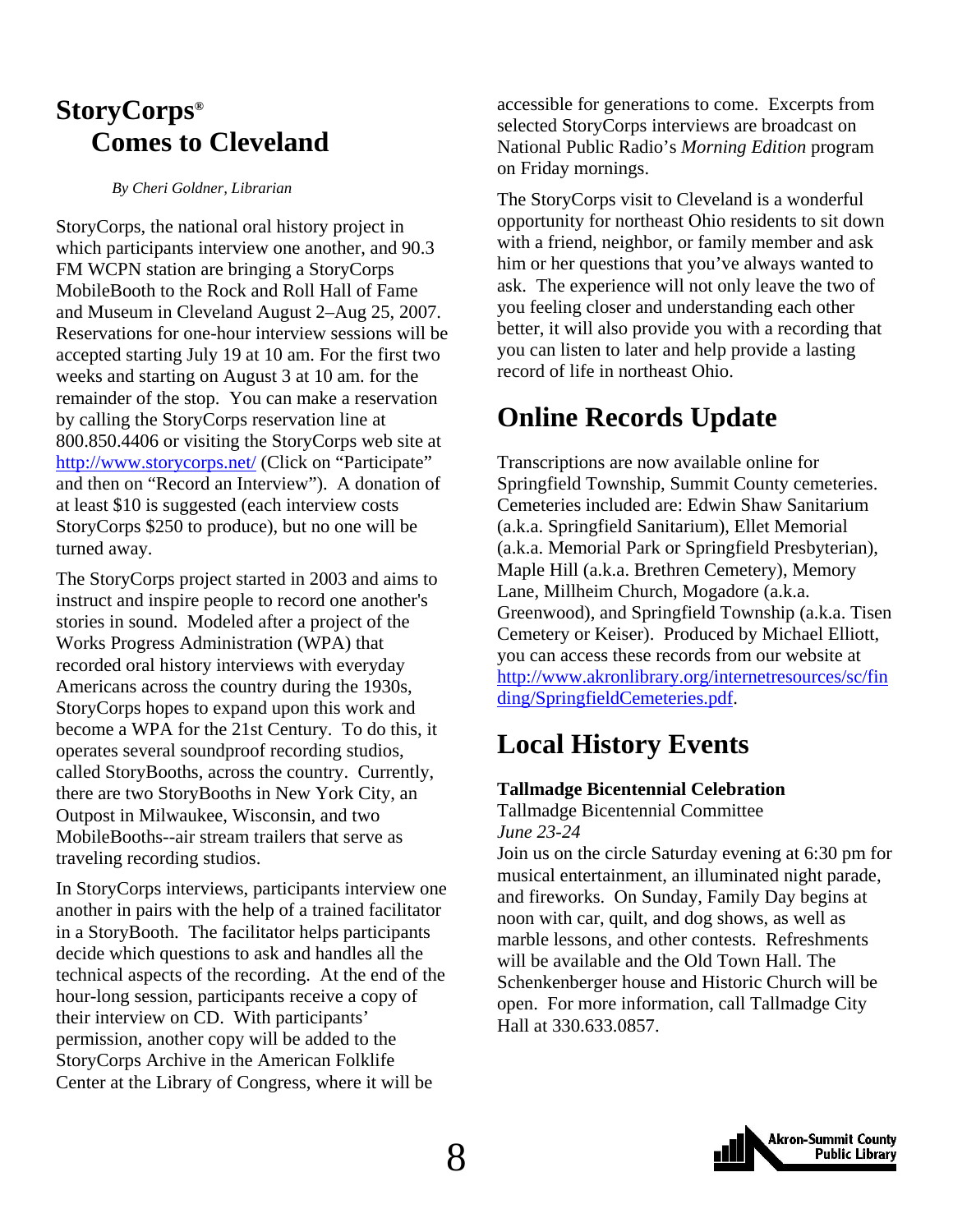## StoryCorps® Comes to Cleveland

*By Cheri Goldner, Librarian*

StoryCorps, the national oral history project in which participants interview one another, and 90.3 FM WCPN station are bringing a StoryCorps MobileBooth to the Rock and Roll Hall of Fame and Museum in Cleveland August 2–Aug 25, 2007. Reservations for one-hour interview sessions will be accepted starting July 19 at 10 am. For the first two weeks and starting on August 3 at 10 am. for the remainder of the stop. You can make a reservation by calling the StoryCorps reservation line at 800.850.4406 or visiting the StoryCorps web site at http://www.storycorps.net/ (Click on "Participate" and then on "Record an Interview"). A donation of at least $10 is suggested (each interview costs StoryCorps $250 to produce), but no one will be turned away.

The StoryCorps project started in 2003 and aims to instruct and inspire people to record one another's stories in sound. Modeled after a project of the Works Progress Administration (WPA) that recorded oral history interviews with everyday Americans across the country during the 1930s, StoryCorps hopes to expand upon this work and become a WPA for the 21st Century. To do this, it operates several soundproof recording studios, called StoryBooths, across the country. Currently, there are two StoryBooths in New York City, an Outpost in Milwaukee, Wisconsin, and two MobileBooths--air stream trailers that serve as traveling recording studios.

In StoryCorps interviews, participants interview one another in pairs with the help of a trained facilitator in a StoryBooth. The facilitator helps participants decide which questions to ask and handles all the technical aspects of the recording. At the end of the hour-long session, participants receive a copy of their interview on CD. With participants' permission, another copy will be added to the StoryCorps Archive in the American Folklife Center at the Library of Congress, where it will be accessible for generations to come. Excerpts from selected StoryCorps interviews are broadcast on National Public Radio's *Morning Edition* program on Friday mornings.

The StoryCorps visit to Cleveland is a wonderful opportunity for northeast Ohio residents to sit down with a friend, neighbor, or family member and ask him or her questions that you've always wanted to ask. The experience will not only leave the two of you feeling closer and understanding each other better, it will also provide you with a recording that you can listen to later and help provide a lasting record of life in northeast Ohio.

## Online Records Update

Transcriptions are now available online for Springfield Township, Summit County cemeteries. Cemeteries included are: Edwin Shaw Sanitarium (a.k.a. Springfield Sanitarium), Ellet Memorial (a.k.a. Memorial Park or Springfield Presbyterian), Maple Hill (a.k.a. Brethren Cemetery), Memory Lane, Millheim Church, Mogadore (a.k.a. Greenwood), and Springfield Township (a.k.a. Tisen Cemetery or Keiser). Produced by Michael Elliott, you can access these records from our website at http://www.akronlibrary.org/internetresources/sc/finding/SpringfieldCemeteries.pdf.

## Local History Events

**Tallmadge Bicentennial Celebration**
Tallmadge Bicentennial Committee
*June 23-24*
Join us on the circle Saturday evening at 6:30 pm for musical entertainment, an illuminated night parade, and fireworks. On Sunday, Family Day begins at noon with car, quilt, and dog shows, as well as marble lessons, and other contests. Refreshments will be available and the Old Town Hall. The Schenkenberger house and Historic Church will be open. For more information, call Tallmadge City Hall at 330.633.0857.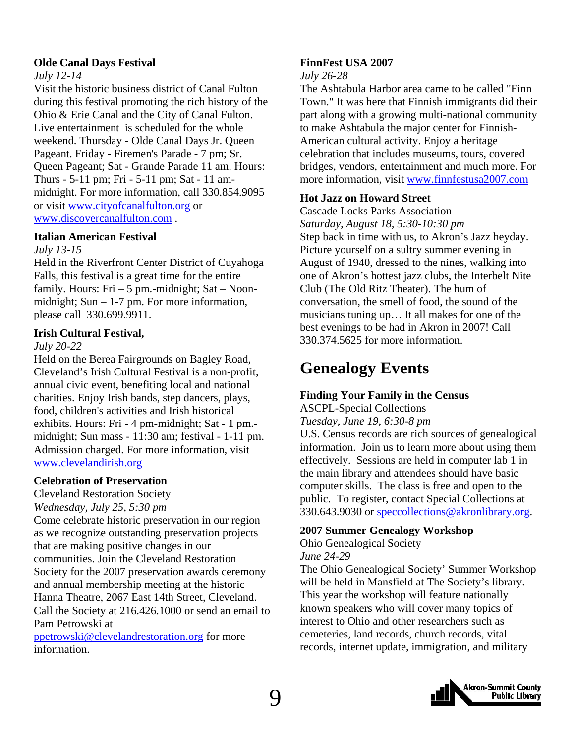**Olde Canal Days Festival**

*July 12-14*

Visit the historic business district of Canal Fulton during this festival promoting the rich history of the Ohio & Erie Canal and the City of Canal Fulton. Live entertainment is scheduled for the whole weekend. Thursday - Olde Canal Days Jr. Queen Pageant. Friday - Firemen's Parade - 7 pm; Sr. Queen Pageant; Sat - Grande Parade 11 am. Hours: Thurs - 5-11 pm; Fri - 5-11 pm; Sat - 11 am-midnight. For more information, call 330.854.9095 or visit www.cityofcanalfulton.org or www.discovercanalfulton.com .

**Italian American Festival**

*July 13-15*

Held in the Riverfront Center District of Cuyahoga Falls, this festival is a great time for the entire family. Hours: Fri – 5 pm.-midnight; Sat – Noon-midnight; Sun – 1-7 pm. For more information, please call 330.699.9911.

**Irish Cultural Festival,**

*July 20-22*

Held on the Berea Fairgrounds on Bagley Road, Cleveland's Irish Cultural Festival is a non-profit, annual civic event, benefiting local and national charities. Enjoy Irish bands, step dancers, plays, food, children's activities and Irish historical exhibits. Hours: Fri - 4 pm-midnight; Sat - 1 pm.-midnight; Sun mass - 11:30 am; festival - 1-11 pm. Admission charged. For more information, visit www.clevelandirish.org

**Celebration of Preservation**

Cleveland Restoration Society

*Wednesday, July 25, 5:30 pm*

Come celebrate historic preservation in our region as we recognize outstanding preservation projects that are making positive changes in our communities. Join the Cleveland Restoration Society for the 2007 preservation awards ceremony and annual membership meeting at the historic Hanna Theatre, 2067 East 14th Street, Cleveland. Call the Society at 216.426.1000 or send an email to Pam Petrowski at ppetrowski@clevelandrestoration.org for more information.

**FinnFest USA 2007**

*July 26-28*

The Ashtabula Harbor area came to be called "Finn Town." It was here that Finnish immigrants did their part along with a growing multi-national community to make Ashtabula the major center for Finnish-American cultural activity. Enjoy a heritage celebration that includes museums, tours, covered bridges, vendors, entertainment and much more. For more information, visit www.finnfestusa2007.com

**Hot Jazz on Howard Street**

Cascade Locks Parks Association

*Saturday, August 18, 5:30-10:30 pm*

Step back in time with us, to Akron's Jazz heyday. Picture yourself on a sultry summer evening in August of 1940, dressed to the nines, walking into one of Akron's hottest jazz clubs, the Interbelt Nite Club (The Old Ritz Theater). The hum of conversation, the smell of food, the sound of the musicians tuning up… It all makes for one of the best evenings to be had in Akron in 2007! Call 330.374.5625 for more information.

# Genealogy Events

**Finding Your Family in the Census**

ASCPL-Special Collections

*Tuesday, June 19, 6:30-8 pm*

U.S. Census records are rich sources of genealogical information. Join us to learn more about using them effectively. Sessions are held in computer lab 1 in the main library and attendees should have basic computer skills. The class is free and open to the public. To register, contact Special Collections at 330.643.9030 or speccollections@akronlibrary.org.

**2007 Summer Genealogy Workshop**

Ohio Genealogical Society

*June 24-29*

The Ohio Genealogical Society' Summer Workshop will be held in Mansfield at The Society's library. This year the workshop will feature nationally known speakers who will cover many topics of interest to Ohio and other researchers such as cemeteries, land records, church records, vital records, internet update, immigration, and military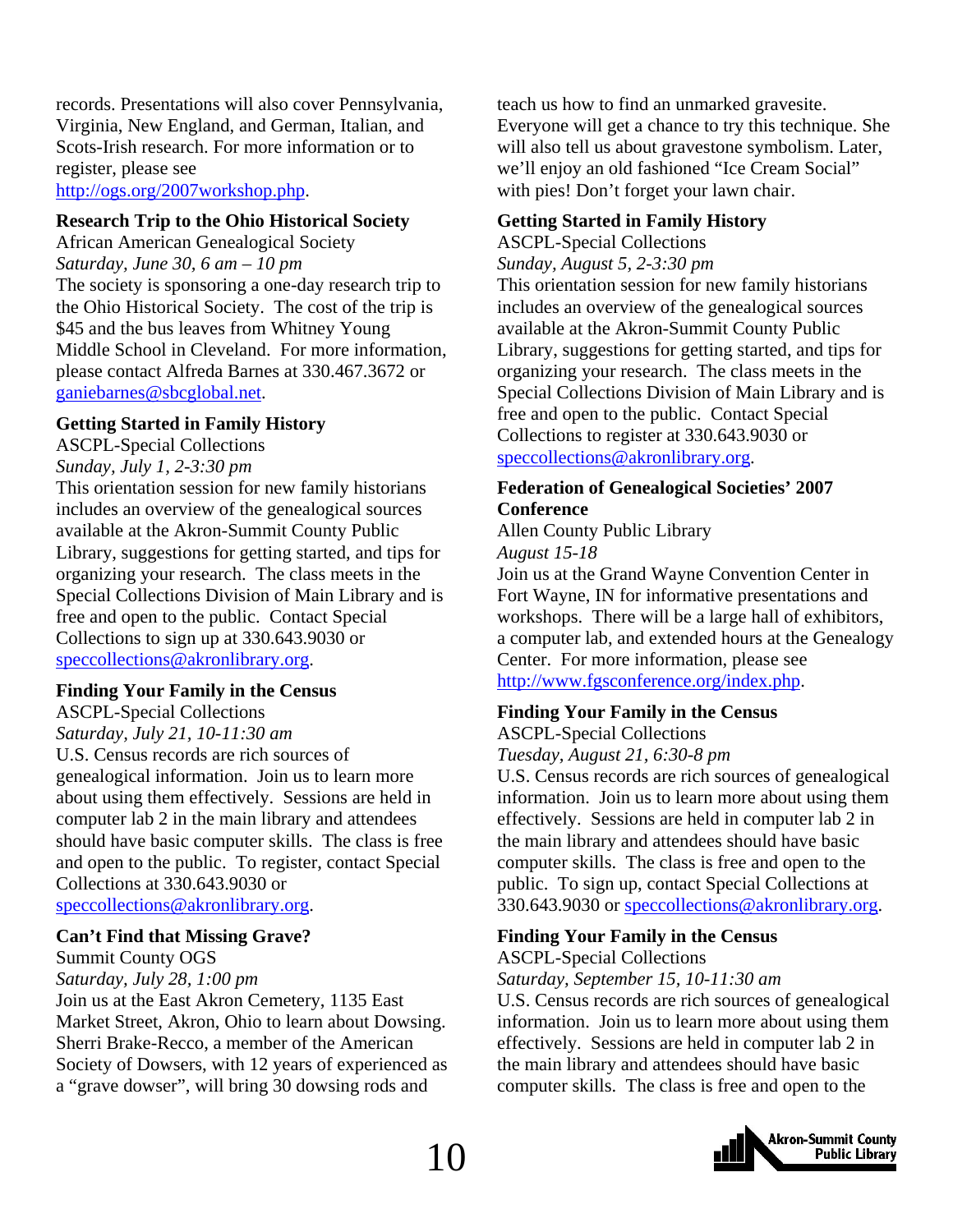records. Presentations will also cover Pennsylvania, Virginia, New England, and German, Italian, and Scots-Irish research. For more information or to register, please see http://ogs.org/2007workshop.php.

**Research Trip to the Ohio Historical Society**
African American Genealogical Society
*Saturday, June 30, 6 am – 10 pm*
The society is sponsoring a one-day research trip to the Ohio Historical Society. The cost of the trip is $45 and the bus leaves from Whitney Young Middle School in Cleveland. For more information, please contact Alfreda Barnes at 330.467.3672 or ganiebarnes@sbcglobal.net.

**Getting Started in Family History**
ASCPL-Special Collections
*Sunday, July 1, 2-3:30 pm*
This orientation session for new family historians includes an overview of the genealogical sources available at the Akron-Summit County Public Library, suggestions for getting started, and tips for organizing your research. The class meets in the Special Collections Division of Main Library and is free and open to the public. Contact Special Collections to sign up at 330.643.9030 or speccollections@akronlibrary.org.

**Finding Your Family in the Census**
ASCPL-Special Collections
*Saturday, July 21, 10-11:30 am*
U.S. Census records are rich sources of genealogical information. Join us to learn more about using them effectively. Sessions are held in computer lab 2 in the main library and attendees should have basic computer skills. The class is free and open to the public. To register, contact Special Collections at 330.643.9030 or speccollections@akronlibrary.org.

**Can't Find that Missing Grave?**
Summit County OGS
*Saturday, July 28, 1:00 pm*
Join us at the East Akron Cemetery, 1135 East Market Street, Akron, Ohio to learn about Dowsing. Sherri Brake-Recco, a member of the American Society of Dowsers, with 12 years of experienced as a "grave dowser", will bring 30 dowsing rods and teach us how to find an unmarked gravesite. Everyone will get a chance to try this technique. She will also tell us about gravestone symbolism. Later, we'll enjoy an old fashioned "Ice Cream Social" with pies! Don't forget your lawn chair.

**Getting Started in Family History**
ASCPL-Special Collections
*Sunday, August 5, 2-3:30 pm*
This orientation session for new family historians includes an overview of the genealogical sources available at the Akron-Summit County Public Library, suggestions for getting started, and tips for organizing your research. The class meets in the Special Collections Division of Main Library and is free and open to the public. Contact Special Collections to register at 330.643.9030 or speccollections@akronlibrary.org.

**Federation of Genealogical Societies' 2007 Conference**
Allen County Public Library
*August 15-18*
Join us at the Grand Wayne Convention Center in Fort Wayne, IN for informative presentations and workshops. There will be a large hall of exhibitors, a computer lab, and extended hours at the Genealogy Center. For more information, please see http://www.fgsconference.org/index.php.

**Finding Your Family in the Census**
ASCPL-Special Collections
*Tuesday, August 21, 6:30-8 pm*
U.S. Census records are rich sources of genealogical information. Join us to learn more about using them effectively. Sessions are held in computer lab 2 in the main library and attendees should have basic computer skills. The class is free and open to the public. To sign up, contact Special Collections at 330.643.9030 or speccollections@akronlibrary.org.

**Finding Your Family in the Census**
ASCPL-Special Collections
*Saturday, September 15, 10-11:30 am*
U.S. Census records are rich sources of genealogical information. Join us to learn more about using them effectively. Sessions are held in computer lab 2 in the main library and attendees should have basic computer skills. The class is free and open to the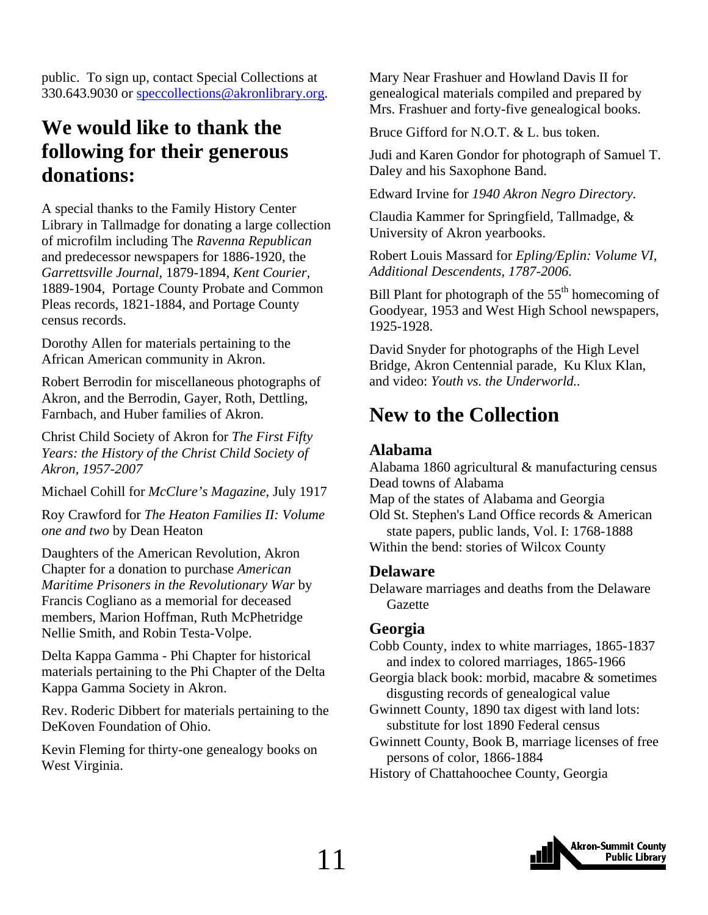public. To sign up, contact Special Collections at 330.643.9030 or speccollections@akronlibrary.org.

## We would like to thank the following for their generous donations:

A special thanks to the Family History Center Library in Tallmadge for donating a large collection of microfilm including The *Ravenna Republican* and predecessor newspapers for 1886-1920, the *Garrettsville Journal,* 1879-1894, *Kent Courier,* 1889-1904, Portage County Probate and Common Pleas records, 1821-1884, and Portage County census records.

Dorothy Allen for materials pertaining to the African American community in Akron.

Robert Berrodin for miscellaneous photographs of Akron, and the Berrodin, Gayer, Roth, Dettling, Farnbach, and Huber families of Akron.

Christ Child Society of Akron for *The First Fifty Years: the History of the Christ Child Society of Akron, 1957-2007*

Michael Cohill for *McClure's Magazine,* July 1917

Roy Crawford for *The Heaton Families II: Volume one and two* by Dean Heaton

Daughters of the American Revolution, Akron Chapter for a donation to purchase *American Maritime Prisoners in the Revolutionary War* by Francis Cogliano as a memorial for deceased members, Marion Hoffman, Ruth McPhetridge Nellie Smith, and Robin Testa-Volpe.

Delta Kappa Gamma - Phi Chapter for historical materials pertaining to the Phi Chapter of the Delta Kappa Gamma Society in Akron.

Rev. Roderic Dibbert for materials pertaining to the DeKoven Foundation of Ohio.

Kevin Fleming for thirty-one genealogy books on West Virginia.

Mary Near Frashuer and Howland Davis II for genealogical materials compiled and prepared by Mrs. Frashuer and forty-five genealogical books.

Bruce Gifford for N.O.T. & L. bus token.

Judi and Karen Gondor for photograph of Samuel T. Daley and his Saxophone Band.

Edward Irvine for *1940 Akron Negro Directory.*

Claudia Kammer for Springfield, Tallmadge, & University of Akron yearbooks.

Robert Louis Massard for *Epling/Eplin: Volume VI, Additional Descendents, 1787-2006.*

Bill Plant for photograph of the 55th homecoming of Goodyear, 1953 and West High School newspapers, 1925-1928.

David Snyder for photographs of the High Level Bridge, Akron Centennial parade, Ku Klux Klan, and video: *Youth vs. the Underworld..*

## New to the Collection

### Alabama

Alabama 1860 agricultural & manufacturing census
Dead towns of Alabama
Map of the states of Alabama and Georgia
Old St. Stephen's Land Office records & American state papers, public lands, Vol. I: 1768-1888
Within the bend: stories of Wilcox County

### Delaware

Delaware marriages and deaths from the Delaware Gazette

### Georgia

Cobb County, index to white marriages, 1865-1837 and index to colored marriages, 1865-1966
Georgia black book: morbid, macabre & sometimes disgusting records of genealogical value
Gwinnett County, 1890 tax digest with land lots: substitute for lost 1890 Federal census
Gwinnett County, Book B, marriage licenses of free persons of color, 1866-1884
History of Chattahoochee County, Georgia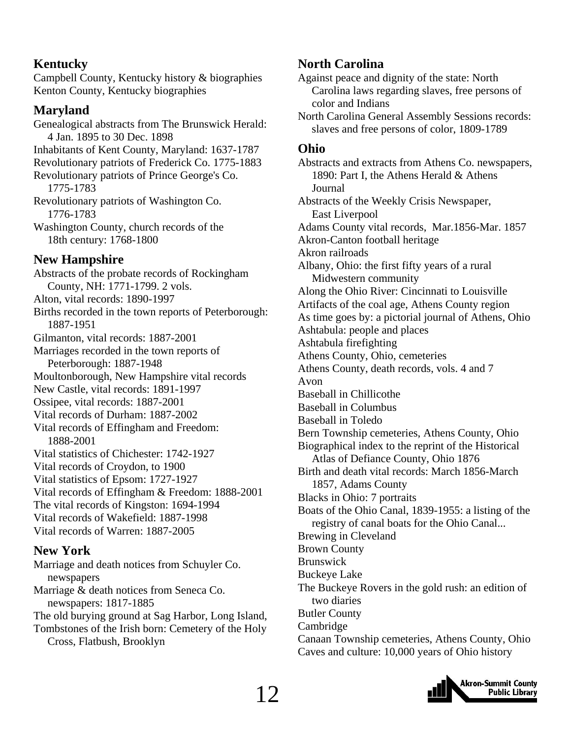## Kentucky

Campbell County, Kentucky history & biographies
Kenton County, Kentucky biographies

## Maryland

Genealogical abstracts from The Brunswick Herald: 4 Jan. 1895 to 30 Dec. 1898
Inhabitants of Kent County, Maryland: 1637-1787
Revolutionary patriots of Frederick Co. 1775-1883
Revolutionary patriots of Prince George's Co. 1775-1783
Revolutionary patriots of Washington Co. 1776-1783
Washington County, church records of the 18th century: 1768-1800

## New Hampshire

Abstracts of the probate records of Rockingham County, NH: 1771-1799. 2 vols.
Alton, vital records: 1890-1997
Births recorded in the town reports of Peterborough: 1887-1951
Gilmanton, vital records: 1887-2001
Marriages recorded in the town reports of Peterborough: 1887-1948
Moultonborough, New Hampshire vital records
New Castle, vital records: 1891-1997
Ossipee, vital records: 1887-2001
Vital records of Durham: 1887-2002
Vital records of Effingham and Freedom: 1888-2001
Vital statistics of Chichester: 1742-1927
Vital records of Croydon, to 1900
Vital statistics of Epsom: 1727-1927
Vital records of Effingham & Freedom: 1888-2001
The vital records of Kingston: 1694-1994
Vital records of Wakefield: 1887-1998
Vital records of Warren: 1887-2005

## New York

Marriage and death notices from Schuyler Co. newspapers
Marriage & death notices from Seneca Co. newspapers: 1817-1885
The old burying ground at Sag Harbor, Long Island,
Tombstones of the Irish born: Cemetery of the Holy Cross, Flatbush, Brooklyn

## North Carolina

Against peace and dignity of the state: North Carolina laws regarding slaves, free persons of color and Indians
North Carolina General Assembly Sessions records: slaves and free persons of color, 1809-1789

## Ohio

Abstracts and extracts from Athens Co. newspapers, 1890: Part I, the Athens Herald & Athens Journal
Abstracts of the Weekly Crisis Newspaper, East Liverpool
Adams County vital records, Mar.1856-Mar. 1857
Akron-Canton football heritage
Akron railroads
Albany, Ohio: the first fifty years of a rural Midwestern community
Along the Ohio River: Cincinnati to Louisville
Artifacts of the coal age, Athens County region
As time goes by: a pictorial journal of Athens, Ohio
Ashtabula: people and places
Ashtabula firefighting
Athens County, Ohio, cemeteries
Athens County, death records, vols. 4 and 7
Avon
Baseball in Chillicothe
Baseball in Columbus
Baseball in Toledo
Bern Township cemeteries, Athens County, Ohio
Biographical index to the reprint of the Historical Atlas of Defiance County, Ohio 1876
Birth and death vital records: March 1856-March 1857, Adams County
Blacks in Ohio: 7 portraits
Boats of the Ohio Canal, 1839-1955: a listing of the registry of canal boats for the Ohio Canal...
Brewing in Cleveland
Brown County
Brunswick
Buckeye Lake
The Buckeye Rovers in the gold rush: an edition of two diaries
Butler County
Cambridge
Canaan Township cemeteries, Athens County, Ohio
Caves and culture: 10,000 years of Ohio history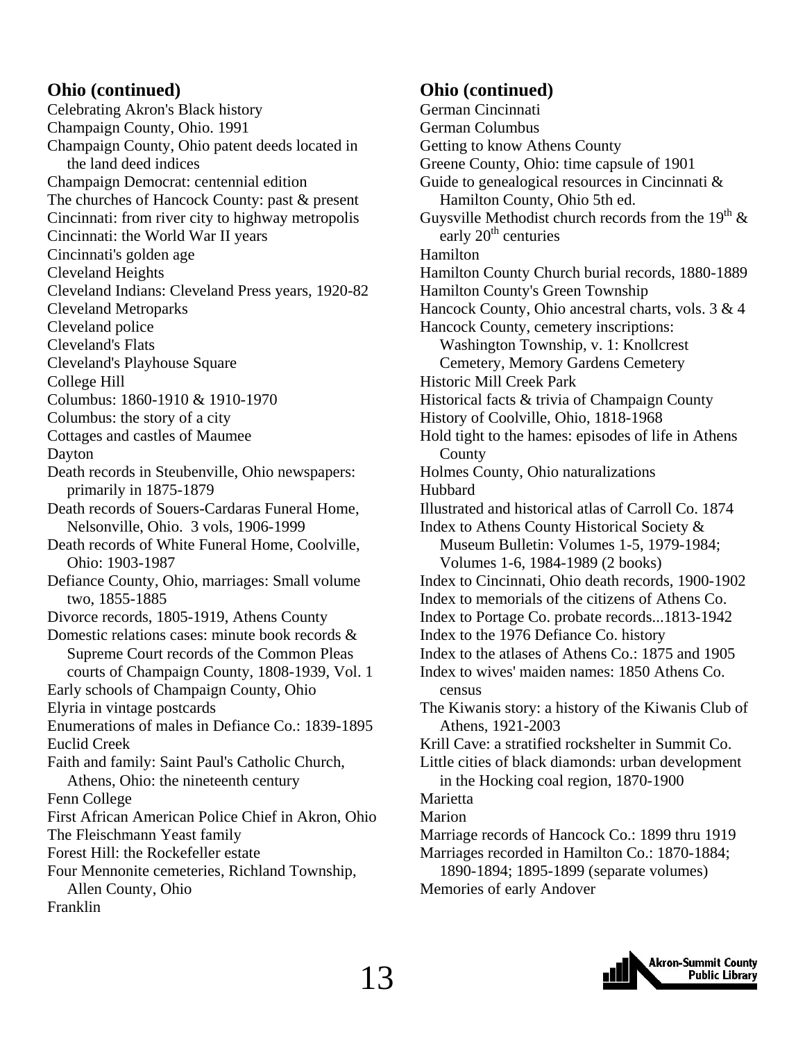## Ohio (continued)

Celebrating Akron's Black history
Champaign County, Ohio. 1991
Champaign County, Ohio patent deeds located in the land deed indices
Champaign Democrat: centennial edition
The churches of Hancock County: past & present
Cincinnati: from river city to highway metropolis
Cincinnati: the World War II years
Cincinnati's golden age
Cleveland Heights
Cleveland Indians: Cleveland Press years, 1920-82
Cleveland Metroparks
Cleveland police
Cleveland's Flats
Cleveland's Playhouse Square
College Hill
Columbus: 1860-1910 & 1910-1970
Columbus: the story of a city
Cottages and castles of Maumee
Dayton
Death records in Steubenville, Ohio newspapers: primarily in 1875-1879
Death records of Souers-Cardaras Funeral Home, Nelsonville, Ohio. 3 vols, 1906-1999
Death records of White Funeral Home, Coolville, Ohio: 1903-1987
Defiance County, Ohio, marriages: Small volume two, 1855-1885
Divorce records, 1805-1919, Athens County
Domestic relations cases: minute book records & Supreme Court records of the Common Pleas courts of Champaign County, 1808-1939, Vol. 1
Early schools of Champaign County, Ohio
Elyria in vintage postcards
Enumerations of males in Defiance Co.: 1839-1895
Euclid Creek
Faith and family: Saint Paul's Catholic Church, Athens, Ohio: the nineteenth century
Fenn College
First African American Police Chief in Akron, Ohio
The Fleischmann Yeast family
Forest Hill: the Rockefeller estate
Four Mennonite cemeteries, Richland Township, Allen County, Ohio
Franklin

## Ohio (continued)

German Cincinnati
German Columbus
Getting to know Athens County
Greene County, Ohio: time capsule of 1901
Guide to genealogical resources in Cincinnati & Hamilton County, Ohio 5th ed.
Guysville Methodist church records from the 19th & early 20th centuries
Hamilton
Hamilton County Church burial records, 1880-1889
Hamilton County's Green Township
Hancock County, Ohio ancestral charts, vols. 3 & 4
Hancock County, cemetery inscriptions: Washington Township, v. 1: Knollcrest Cemetery, Memory Gardens Cemetery
Historic Mill Creek Park
Historical facts & trivia of Champaign County
History of Coolville, Ohio, 1818-1968
Hold tight to the hames: episodes of life in Athens County
Holmes County, Ohio naturalizations
Hubbard
Illustrated and historical atlas of Carroll Co. 1874
Index to Athens County Historical Society & Museum Bulletin: Volumes 1-5, 1979-1984; Volumes 1-6, 1984-1989 (2 books)
Index to Cincinnati, Ohio death records, 1900-1902
Index to memorials of the citizens of Athens Co.
Index to Portage Co. probate records...1813-1942
Index to the 1976 Defiance Co. history
Index to the atlases of Athens Co.: 1875 and 1905
Index to wives' maiden names: 1850 Athens Co. census
The Kiwanis story: a history of the Kiwanis Club of Athens, 1921-2003
Krill Cave: a stratified rockshelter in Summit Co.
Little cities of black diamonds: urban development in the Hocking coal region, 1870-1900
Marietta
Marion
Marriage records of Hancock Co.: 1899 thru 1919
Marriages recorded in Hamilton Co.: 1870-1884; 1890-1894; 1895-1899 (separate volumes)
Memories of early Andover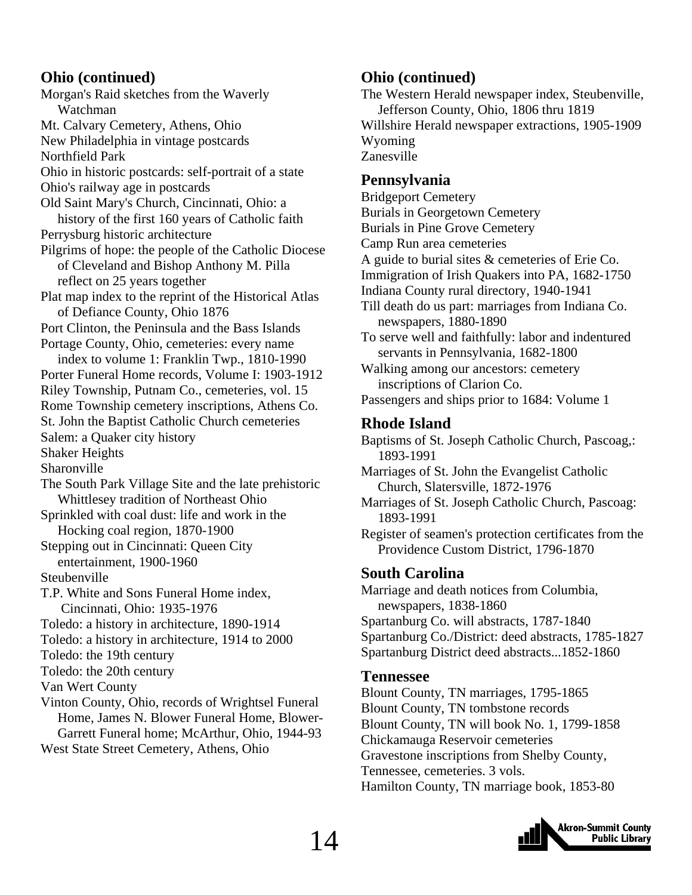## Ohio (continued)

Morgan's Raid sketches from the Waverly Watchman
Mt. Calvary Cemetery, Athens, Ohio
New Philadelphia in vintage postcards
Northfield Park
Ohio in historic postcards: self-portrait of a state
Ohio's railway age in postcards
Old Saint Mary's Church, Cincinnati, Ohio: a history of the first 160 years of Catholic faith
Perrysburg historic architecture
Pilgrims of hope: the people of the Catholic Diocese of Cleveland and Bishop Anthony M. Pilla reflect on 25 years together
Plat map index to the reprint of the Historical Atlas of Defiance County, Ohio 1876
Port Clinton, the Peninsula and the Bass Islands
Portage County, Ohio, cemeteries: every name index to volume 1: Franklin Twp., 1810-1990
Porter Funeral Home records, Volume I: 1903-1912
Riley Township, Putnam Co., cemeteries, vol. 15
Rome Township cemetery inscriptions, Athens Co.
St. John the Baptist Catholic Church cemeteries
Salem: a Quaker city history
Shaker Heights
Sharonville
The South Park Village Site and the late prehistoric Whittlesey tradition of Northeast Ohio
Sprinkled with coal dust: life and work in the Hocking coal region, 1870-1900
Stepping out in Cincinnati: Queen City entertainment, 1900-1960
Steubenville
T.P. White and Sons Funeral Home index, Cincinnati, Ohio: 1935-1976
Toledo: a history in architecture, 1890-1914
Toledo: a history in architecture, 1914 to 2000
Toledo: the 19th century
Toledo: the 20th century
Van Wert County
Vinton County, Ohio, records of Wrightsel Funeral Home, James N. Blower Funeral Home, Blower-Garrett Funeral home; McArthur, Ohio, 1944-93
West State Street Cemetery, Athens, Ohio

## Ohio (continued)

The Western Herald newspaper index, Steubenville, Jefferson County, Ohio, 1806 thru 1819
Willshire Herald newspaper extractions, 1905-1909
Wyoming
Zanesville

## Pennsylvania

Bridgeport Cemetery
Burials in Georgetown Cemetery
Burials in Pine Grove Cemetery
Camp Run area cemeteries
A guide to burial sites & cemeteries of Erie Co.
Immigration of Irish Quakers into PA, 1682-1750
Indiana County rural directory, 1940-1941
Till death do us part: marriages from Indiana Co. newspapers, 1880-1890
To serve well and faithfully: labor and indentured servants in Pennsylvania, 1682-1800
Walking among our ancestors: cemetery inscriptions of Clarion Co.
Passengers and ships prior to 1684: Volume 1

## Rhode Island

Baptisms of St. Joseph Catholic Church, Pascoag,: 1893-1991
Marriages of St. John the Evangelist Catholic Church, Slatersville, 1872-1976
Marriages of St. Joseph Catholic Church, Pascoag: 1893-1991
Register of seamen's protection certificates from the Providence Custom District, 1796-1870

## South Carolina

Marriage and death notices from Columbia, newspapers, 1838-1860
Spartanburg Co. will abstracts, 1787-1840
Spartanburg Co./District: deed abstracts, 1785-1827
Spartanburg District deed abstracts...1852-1860

## Tennessee

Blount County, TN marriages, 1795-1865
Blount County, TN tombstone records
Blount County, TN will book No. 1, 1799-1858
Chickamauga Reservoir cemeteries
Gravestone inscriptions from Shelby County, Tennessee, cemeteries. 3 vols.
Hamilton County, TN marriage book, 1853-80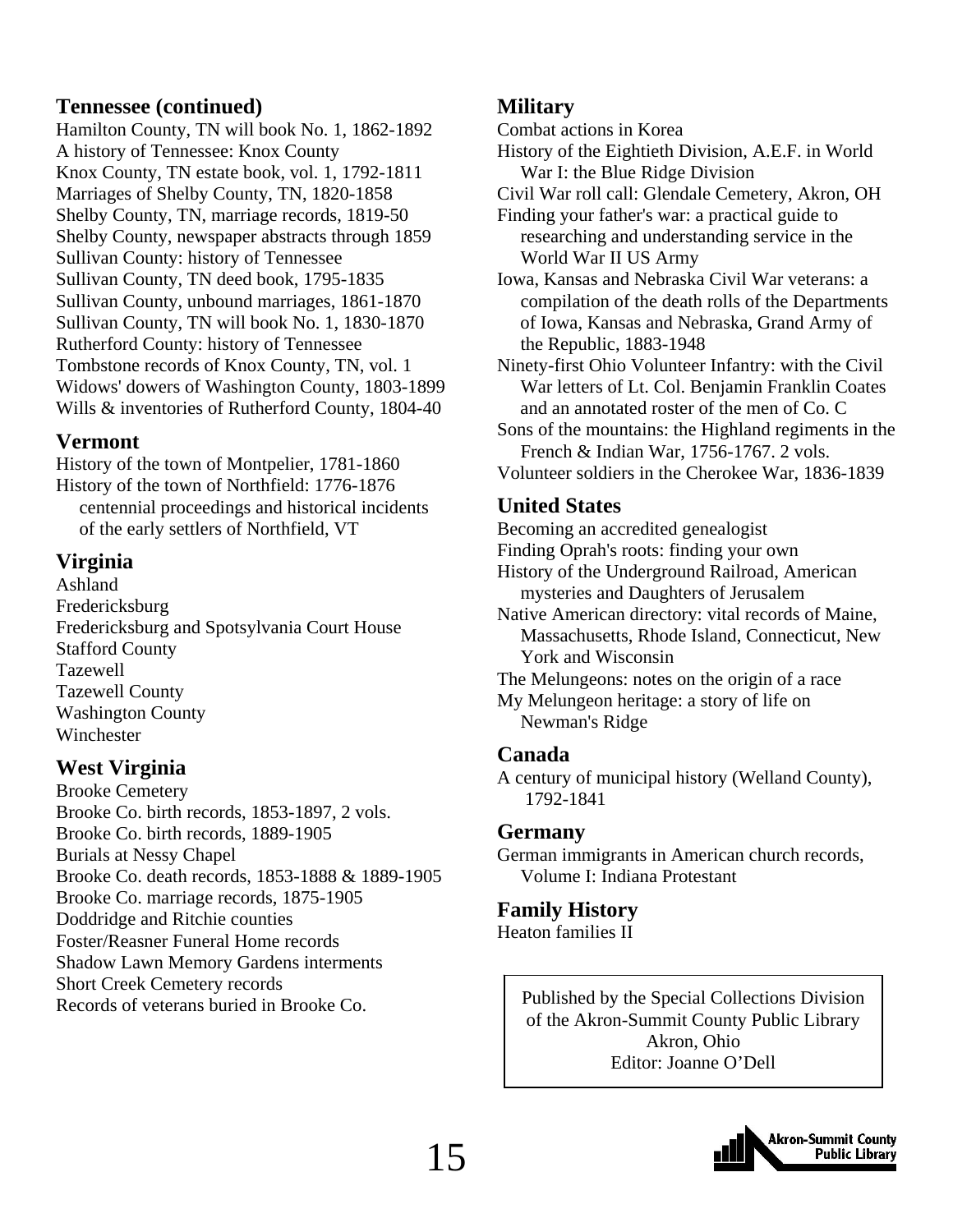## Tennessee (continued)

Hamilton County, TN will book No. 1, 1862-1892
A history of Tennessee: Knox County
Knox County, TN estate book, vol. 1, 1792-1811
Marriages of Shelby County, TN, 1820-1858
Shelby County, TN, marriage records, 1819-50
Shelby County, newspaper abstracts through 1859
Sullivan County: history of Tennessee
Sullivan County, TN deed book, 1795-1835
Sullivan County, unbound marriages, 1861-1870
Sullivan County, TN will book No. 1, 1830-1870
Rutherford County: history of Tennessee
Tombstone records of Knox County, TN, vol. 1
Widows' dowers of Washington County, 1803-1899
Wills & inventories of Rutherford County, 1804-40

## Vermont

History of the town of Montpelier, 1781-1860
History of the town of Northfield: 1776-1876 centennial proceedings and historical incidents of the early settlers of Northfield, VT

## Virginia

Ashland
Fredericksburg
Fredericksburg and Spotsylvania Court House
Stafford County
Tazewell
Tazewell County
Washington County
Winchester

## West Virginia

Brooke Cemetery
Brooke Co. birth records, 1853-1897, 2 vols.
Brooke Co. birth records, 1889-1905
Burials at Nessy Chapel
Brooke Co. death records, 1853-1888 & 1889-1905
Brooke Co. marriage records, 1875-1905
Doddridge and Ritchie counties
Foster/Reasner Funeral Home records
Shadow Lawn Memory Gardens interments
Short Creek Cemetery records
Records of veterans buried in Brooke Co.

## Military

Combat actions in Korea
History of the Eightieth Division, A.E.F. in World War I: the Blue Ridge Division
Civil War roll call: Glendale Cemetery, Akron, OH
Finding your father's war: a practical guide to researching and understanding service in the World War II US Army
Iowa, Kansas and Nebraska Civil War veterans: a compilation of the death rolls of the Departments of Iowa, Kansas and Nebraska, Grand Army of the Republic, 1883-1948
Ninety-first Ohio Volunteer Infantry: with the Civil War letters of Lt. Col. Benjamin Franklin Coates and an annotated roster of the men of Co. C
Sons of the mountains: the Highland regiments in the French & Indian War, 1756-1767. 2 vols.
Volunteer soldiers in the Cherokee War, 1836-1839

## United States

Becoming an accredited genealogist
Finding Oprah's roots: finding your own
History of the Underground Railroad, American mysteries and Daughters of Jerusalem
Native American directory: vital records of Maine, Massachusetts, Rhode Island, Connecticut, New York and Wisconsin
The Melungeons: notes on the origin of a race
My Melungeon heritage: a story of life on Newman's Ridge

## Canada

A century of municipal history (Welland County), 1792-1841

## Germany

German immigrants in American church records, Volume I: Indiana Protestant

## Family History

Heaton families II

Published by the Special Collections Division of the Akron-Summit County Public Library
Akron, Ohio
Editor: Joanne O'Dell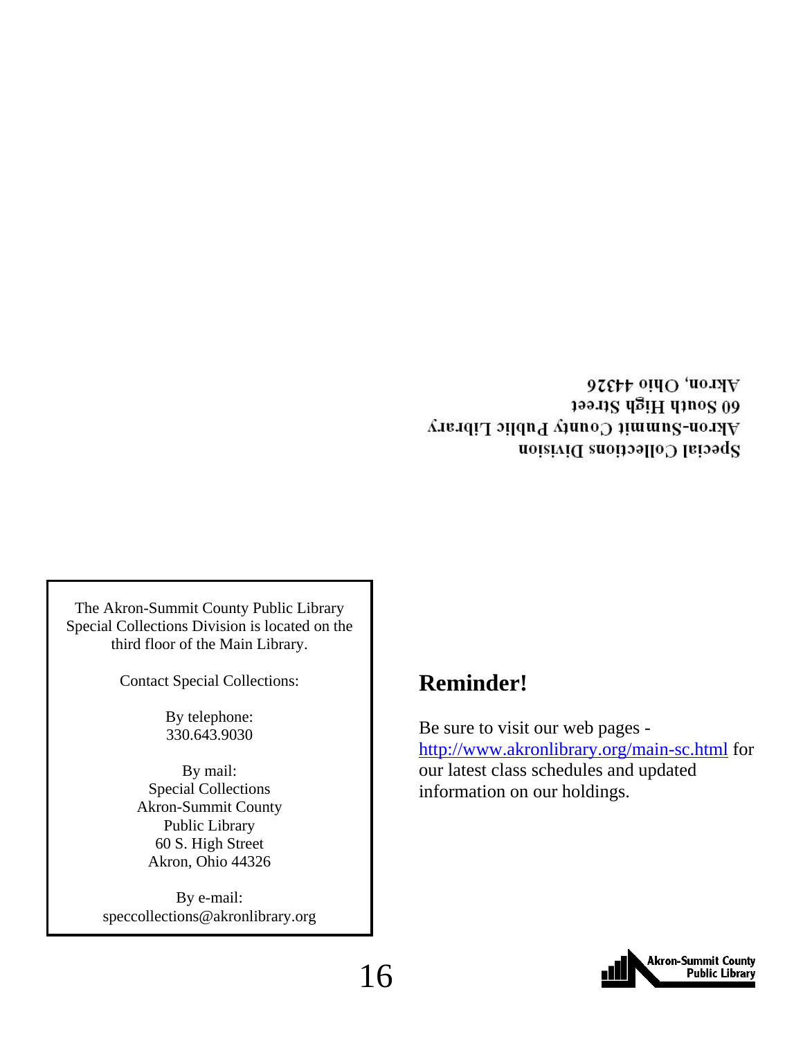Special Collections Division
Akron-Summit County Public Library
60 South High Street
Akron, Ohio 44326

The Akron-Summit County Public Library Special Collections Division is located on the third floor of the Main Library.

Contact Special Collections:

By telephone:
330.643.9030

By mail:
Special Collections
Akron-Summit County
Public Library
60 S. High Street
Akron, Ohio 44326

By e-mail:
speccollections@akronlibrary.org

## Reminder!

Be sure to visit our web pages - http://www.akronlibrary.org/main-sc.html for our latest class schedules and updated information on our holdings.

Akron-Summit County Public Library